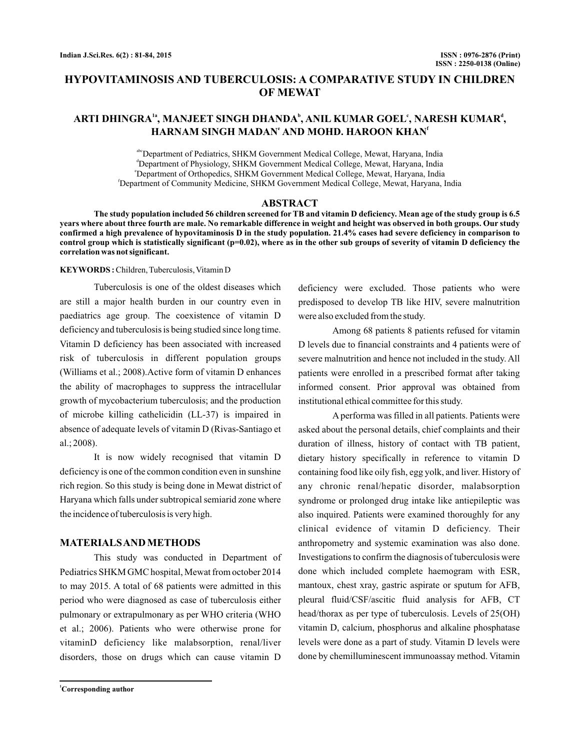# HYPOVITAMINOSIS AND TUBERCULOSIS: A COMPARATIVE STUDY IN CHILDREN OF MEWAT

**ARTI DHINGRA[1a], MANJEET SINGH DHANDA[b], ANIL KUMAR GOEL[c], NARESH KUMAR[d], HARNAM SINGH MADAN[e] AND MOHD. HAROON KHAN[f]**

[abc]Department of Pediatrics, SHKM Government Medical College, Mewat, Haryana, India
[d]Department of Physiology, SHKM Government Medical College, Mewat, Haryana, India
[e]Department of Orthopedics, SHKM Government Medical College, Mewat, Haryana, India
[f]Department of Community Medicine, SHKM Government Medical College, Mewat, Haryana, India

## ABSTRACT

**The study population included 56 children screened for TB and vitamin D deficiency. Mean age of the study group is 6.5 years where about three fourth are male. No remarkable difference in weight and height was observed in both groups. Our study confirmed a high prevalence of hypovitaminosis D in the study population. 21.4% cases had severe deficiency in comparison to control group which is statistically significant (p=0.02), where as in the other sub groups of severity of vitamin D deficiency the correlation was not significant.**

**KEYWORDS :** Children, Tuberculosis, Vitamin D

Tuberculosis is one of the oldest diseases which are still a major health burden in our country even in paediatrics age group. The coexistence of vitamin D deficiency and tuberculosis is being studied since long time. Vitamin D deficiency has been associated with increased risk of tuberculosis in different population groups (Williams et al.; 2008).Active form of vitamin D enhances the ability of macrophages to suppress the intracellular growth of mycobacterium tuberculosis; and the production of microbe killing cathelicidin (LL-37) is impaired in absence of adequate levels of vitamin D (Rivas-Santiago et al.; 2008).

It is now widely recognised that vitamin D deficiency is one of the common condition even in sunshine rich region. So this study is being done in Mewat district of Haryana which falls under subtropical semiarid zone where the incidence of tuberculosis is very high.

## MATERIALS AND METHODS

This study was conducted in Department of Pediatrics SHKM GMC hospital, Mewat from october 2014 to may 2015. A total of 68 patients were admitted in this period who were diagnosed as case of tuberculosis either pulmonary or extrapulmonary as per WHO criteria (WHO et al.; 2006). Patients who were otherwise prone for vitaminD deficiency like malabsorption, renal/liver disorders, those on drugs which can cause vitamin D deficiency were excluded. Those patients who were predisposed to develop TB like HIV, severe malnutrition were also excluded from the study.

Among 68 patients 8 patients refused for vitamin D levels due to financial constraints and 4 patients were of severe malnutrition and hence not included in the study. All patients were enrolled in a prescribed format after taking informed consent. Prior approval was obtained from institutional ethical committee for this study.

A performa was filled in all patients. Patients were asked about the personal details, chief complaints and their duration of illness, history of contact with TB patient, dietary history specifically in reference to vitamin D containing food like oily fish, egg yolk, and liver. History of any chronic renal/hepatic disorder, malabsorption syndrome or prolonged drug intake like antiepileptic was also inquired. Patients were examined thoroughly for any clinical evidence of vitamin D deficiency. Their anthropometry and systemic examination was also done. Investigations to confirm the diagnosis of tuberculosis were done which included complete haemogram with ESR, mantoux, chest xray, gastric aspirate or sputum for AFB, pleural fluid/CSF/ascitic fluid analysis for AFB, CT head/thorax as per type of tuberculosis. Levels of 25(OH) vitamin D, calcium, phosphorus and alkaline phosphatase levels were done as a part of study. Vitamin D levels were done by chemilluminescent immunoassay method. Vitamin

[1]Corresponding author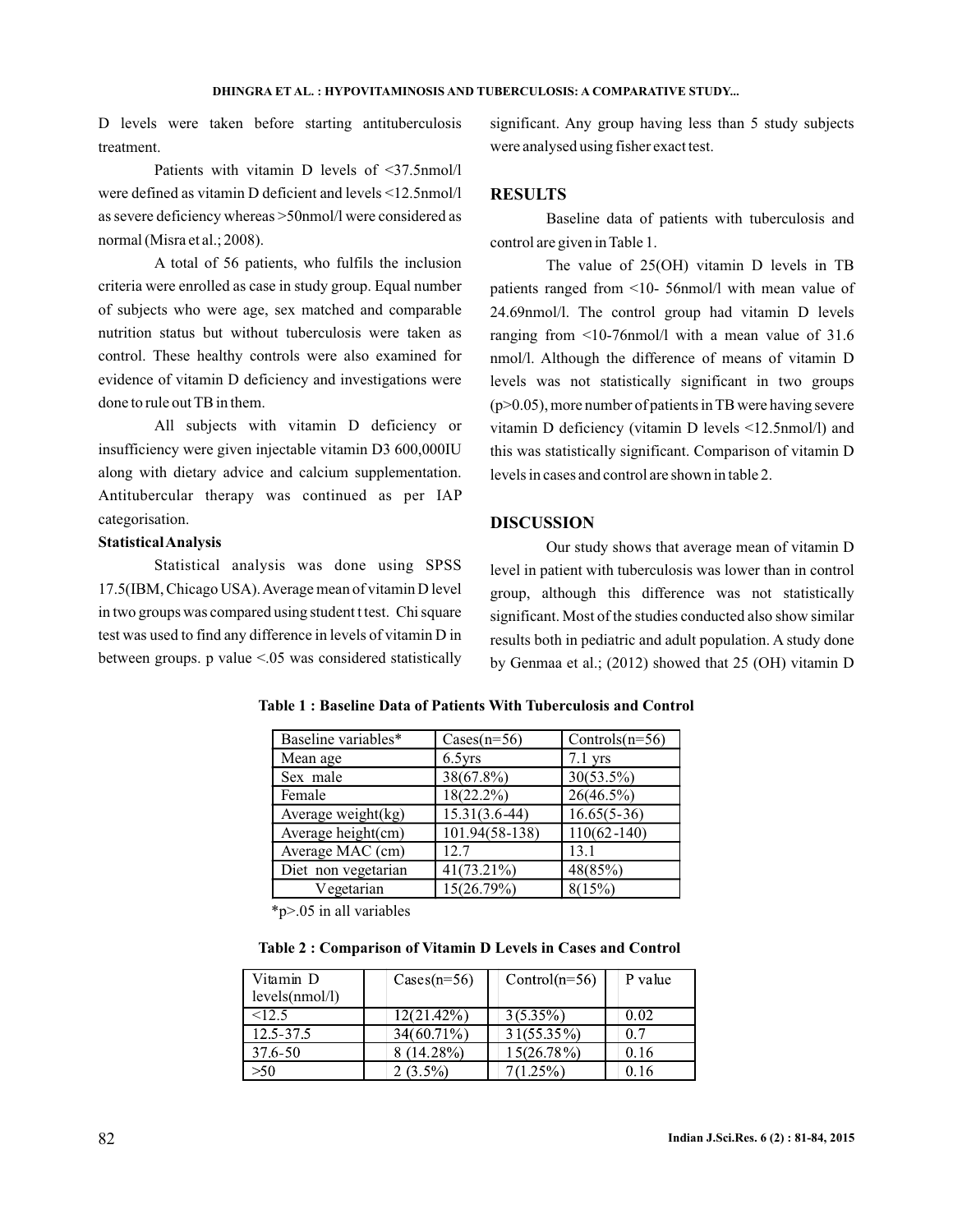D levels were taken before starting antituberculosis treatment.

Patients with vitamin D levels of <37.5nmol/l were defined as vitamin D deficient and levels <12.5nmol/l as severe deficiency whereas >50nmol/l were considered as normal (Misra et al.; 2008).

A total of 56 patients, who fulfils the inclusion criteria were enrolled as case in study group. Equal number of subjects who were age, sex matched and comparable nutrition status but without tuberculosis were taken as control. These healthy controls were also examined for evidence of vitamin D deficiency and investigations were done to rule out TB in them.

All subjects with vitamin D deficiency or insufficiency were given injectable vitamin D3 600,000IU along with dietary advice and calcium supplementation. Antitubercular therapy was continued as per IAP categorisation.

**Statistical Analysis**

Statistical analysis was done using SPSS 17.5(IBM, Chicago USA). Average mean of vitamin D level in two groups was compared using student t test. Chi square test was used to find any difference in levels of vitamin D in between groups. p value <.05 was considered statistically significant. Any group having less than 5 study subjects were analysed using fisher exact test.

## RESULTS

Baseline data of patients with tuberculosis and control are given in Table 1.

The value of 25(OH) vitamin D levels in TB patients ranged from <10- 56nmol/l with mean value of 24.69nmol/l. The control group had vitamin D levels ranging from <10-76nmol/l with a mean value of 31.6 nmol/l. Although the difference of means of vitamin D levels was not statistically significant in two groups (p>0.05), more number of patients in TB were having severe vitamin D deficiency (vitamin D levels <12.5nmol/l) and this was statistically significant. Comparison of vitamin D levels in cases and control are shown in table 2.

## DISCUSSION

Our study shows that average mean of vitamin D level in patient with tuberculosis was lower than in control group, although this difference was not statistically significant. Most of the studies conducted also show similar results both in pediatric and adult population. A study done by Genmaa et al.; (2012) showed that 25 (OH) vitamin D

**Table 1 : Baseline Data of Patients With Tuberculosis and Control**

| Baseline variables* | Cases(n=56) | Controls(n=56) |
|---|---|---|
| Mean age | 6.5yrs | 7.1 yrs |
| Sex male | 38(67.8%) | 30(53.5%) |
| Female | 18(22.2%) | 26(46.5%) |
| Average weight(kg) | 15.31(3.6-44) | 16.65(5-36) |
| Average height(cm) | 101.94(58-138) | 110(62-140) |
| Average MAC (cm) | 12.7 | 13.1 |
| Diet non vegetarian | 41(73.21%) | 48(85%) |
| Vegetarian | 15(26.79%) | 8(15%) |

*p>.05 in all variables

**Table 2 : Comparison of Vitamin D Levels in Cases and Control**

| Vitamin D levels(nmol/l) | Cases(n=56) | Control(n=56) | P value |
|---|---|---|---|
| <12.5 | 12(21.42%) | 3(5.35%) | 0.02 |
| 12.5-37.5 | 34(60.71%) | 31(55.35%) | 0.7 |
| 37.6-50 | 8 (14.28%) | 15(26.78%) | 0.16 |
| >50 | 2 (3.5%) | 7(1.25%) | 0.16 |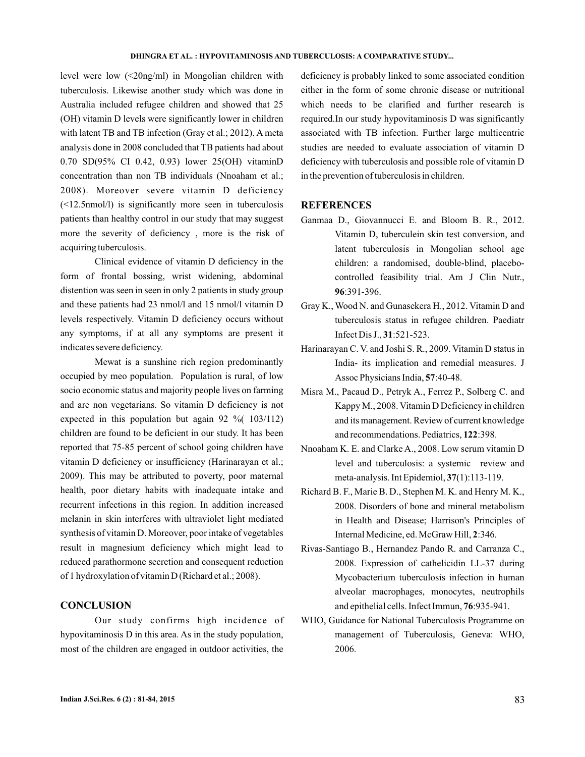level were low (<20ng/ml) in Mongolian children with tuberculosis. Likewise another study which was done in Australia included refugee children and showed that 25 (OH) vitamin D levels were significantly lower in children with latent TB and TB infection (Gray et al.; 2012). A meta analysis done in 2008 concluded that TB patients had about 0.70 SD(95% CI 0.42, 0.93) lower 25(OH) vitaminD concentration than non TB individuals (Nnoaham et al.; 2008). Moreover severe vitamin D deficiency (<12.5nmol/l) is significantly more seen in tuberculosis patients than healthy control in our study that may suggest more the severity of deficiency , more is the risk of acquiring tuberculosis.

Clinical evidence of vitamin D deficiency in the form of frontal bossing, wrist widening, abdominal distention was seen in seen in only 2 patients in study group and these patients had 23 nmol/l and 15 nmol/l vitamin D levels respectively. Vitamin D deficiency occurs without any symptoms, if at all any symptoms are present it indicates severe deficiency.

Mewat is a sunshine rich region predominantly occupied by meo population. Population is rural, of low socio economic status and majority people lives on farming and are non vegetarians. So vitamin D deficiency is not expected in this population but again 92 %( 103/112) children are found to be deficient in our study. It has been reported that 75-85 percent of school going children have vitamin D deficiency or insufficiency (Harinarayan et al.; 2009). This may be attributed to poverty, poor maternal health, poor dietary habits with inadequate intake and recurrent infections in this region. In addition increased melanin in skin interferes with ultraviolet light mediated synthesis of vitamin D. Moreover, poor intake of vegetables result in magnesium deficiency which might lead to reduced parathormone secretion and consequent reduction of 1 hydroxylation of vitamin D (Richard et al.; 2008).

## CONCLUSION

Our study confirms high incidence of hypovitaminosis D in this area. As in the study population, most of the children are engaged in outdoor activities, the deficiency is probably linked to some associated condition either in the form of some chronic disease or nutritional which needs to be clarified and further research is required.In our study hypovitaminosis D was significantly associated with TB infection. Further large multicentric studies are needed to evaluate association of vitamin D deficiency with tuberculosis and possible role of vitamin D in the prevention of tuberculosis in children.

## REFERENCES

Ganmaa D., Giovannucci E. and Bloom B. R., 2012. Vitamin D, tuberculein skin test conversion, and latent tuberculosis in Mongolian school age children: a randomised, double-blind, placebo-controlled feasibility trial. Am J Clin Nutr., **96**:391-396.

Gray K., Wood N. and Gunasekera H., 2012. Vitamin D and tuberculosis status in refugee children. Paediatr Infect Dis J., **31**:521-523.

Harinarayan C. V. and Joshi S. R., 2009. Vitamin D status in India- its implication and remedial measures. J Assoc Physicians India, **57**:40-48.

Misra M., Pacaud D., Petryk A., Ferrez P., Solberg C. and Kappy M., 2008. Vitamin D Deficiency in children and its management. Review of current knowledge and recommendations. Pediatrics, **122**:398.

Nnoaham K. E. and Clarke A., 2008. Low serum vitamin D level and tuberculosis: a systemic review and meta-analysis. Int Epidemiol, **37**(1):113-119.

Richard B. F., Marie B. D., Stephen M. K. and Henry M. K., 2008. Disorders of bone and mineral metabolism in Health and Disease; Harrison's Principles of Internal Medicine, ed. McGraw Hill, **2**:346.

Rivas-Santiago B., Hernandez Pando R. and Carranza C., 2008. Expression of cathelicidin LL-37 during Mycobacterium tuberculosis infection in human alveolar macrophages, monocytes, neutrophils and epithelial cells. Infect Immun, **76**:935-941.

WHO, Guidance for National Tuberculosis Programme on management of Tuberculosis, Geneva: WHO, 2006.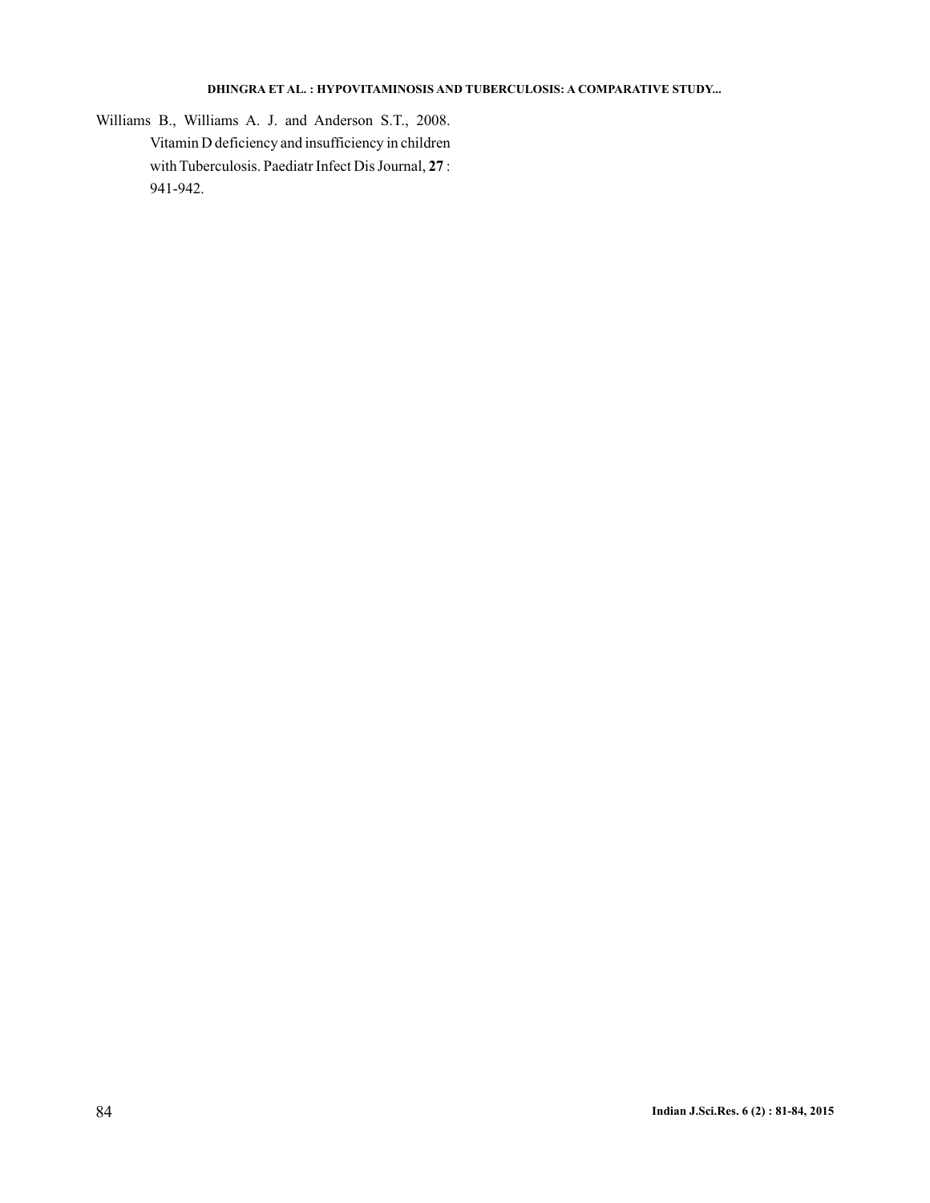Williams B., Williams A. J. and Anderson S.T., 2008. Vitamin D deficiency and insufficiency in children with Tuberculosis. Paediatr Infect Dis Journal, **27** : 941-942.